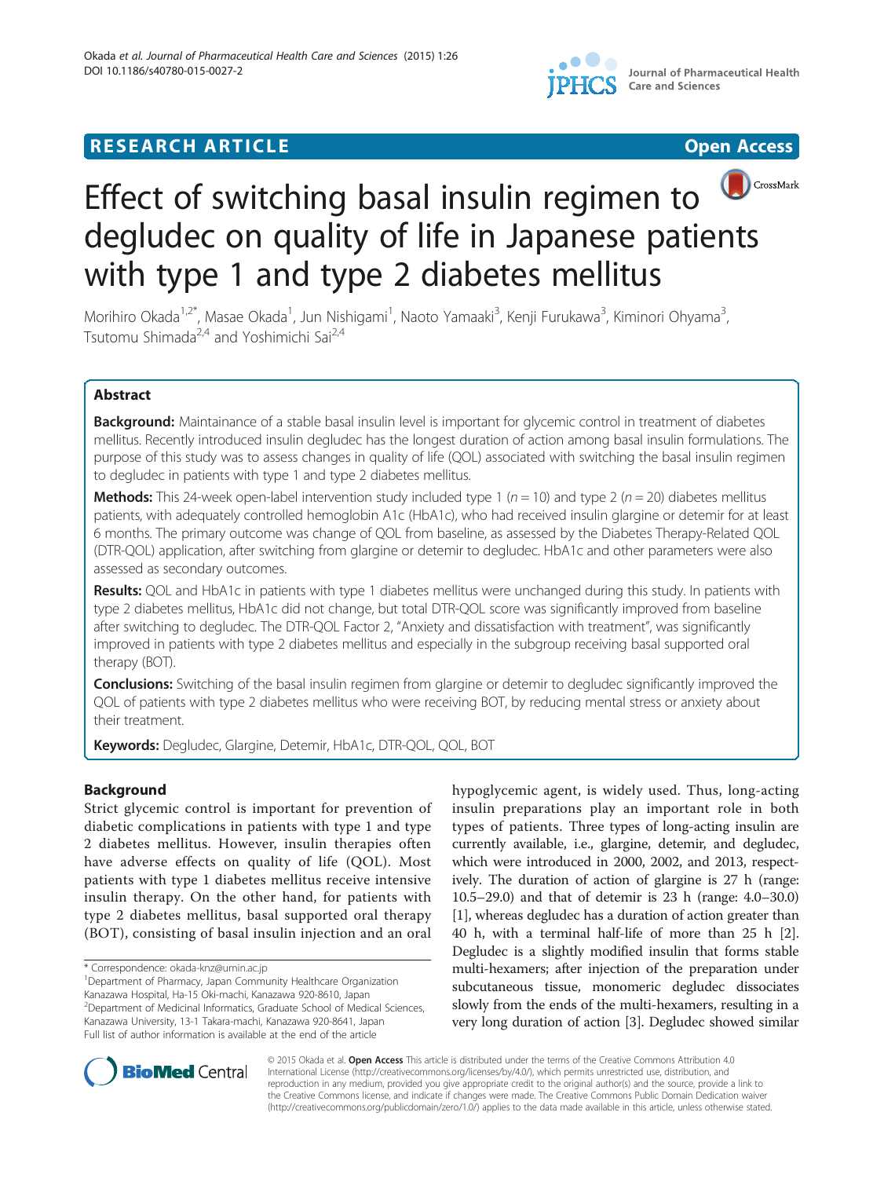RESEARCH ARTICLE

Open Access

# Effect of switching basal insulin regimen to degludec on quality of life in Japanese patients with type 1 and type 2 diabetes mellitus

Morihiro Okada[1,2*], Masae Okada[1], Jun Nishigami[1], Naoto Yamaaki[3], Kenji Furukawa[3], Kiminori Ohyama[3], Tsutomu Shimada[2,4] and Yoshimichi Sai[2,4]

## Abstract

**Background:** Maintainance of a stable basal insulin level is important for glycemic control in treatment of diabetes mellitus. Recently introduced insulin degludec has the longest duration of action among basal insulin formulations. The purpose of this study was to assess changes in quality of life (QOL) associated with switching the basal insulin regimen to degludec in patients with type 1 and type 2 diabetes mellitus.

**Methods:** This 24-week open-label intervention study included type 1 ($n = 10$) and type 2 ($n = 20$) diabetes mellitus patients, with adequately controlled hemoglobin A1c (HbA1c), who had received insulin glargine or detemir for at least 6 months. The primary outcome was change of QOL from baseline, as assessed by the Diabetes Therapy-Related QOL (DTR-QOL) application, after switching from glargine or detemir to degludec. HbA1c and other parameters were also assessed as secondary outcomes.

**Results:** QOL and HbA1c in patients with type 1 diabetes mellitus were unchanged during this study. In patients with type 2 diabetes mellitus, HbA1c did not change, but total DTR-QOL score was significantly improved from baseline after switching to degludec. The DTR-QOL Factor 2, "Anxiety and dissatisfaction with treatment", was significantly improved in patients with type 2 diabetes mellitus and especially in the subgroup receiving basal supported oral therapy (BOT).

**Conclusions:** Switching of the basal insulin regimen from glargine or detemir to degludec significantly improved the QOL of patients with type 2 diabetes mellitus who were receiving BOT, by reducing mental stress or anxiety about their treatment.

**Keywords:** Degludec, Glargine, Detemir, HbA1c, DTR-QOL, QOL, BOT

## Background

Strict glycemic control is important for prevention of diabetic complications in patients with type 1 and type 2 diabetes mellitus. However, insulin therapies often have adverse effects on quality of life (QOL). Most patients with type 1 diabetes mellitus receive intensive insulin therapy. On the other hand, for patients with type 2 diabetes mellitus, basal supported oral therapy (BOT), consisting of basal insulin injection and an oral hypoglycemic agent, is widely used. Thus, long-acting insulin preparations play an important role in both types of patients. Three types of long-acting insulin are currently available, i.e., glargine, detemir, and degludec, which were introduced in 2000, 2002, and 2013, respectively. The duration of action of glargine is 27 h (range: 10.5–29.0) and that of detemir is 23 h (range: 4.0–30.0) [1], whereas degludec has a duration of action greater than 40 h, with a terminal half-life of more than 25 h [2]. Degludec is a slightly modified insulin that forms stable multi-hexamers; after injection of the preparation under subcutaneous tissue, monomeric degludec dissociates slowly from the ends of the multi-hexamers, resulting in a very long duration of action [3]. Degludec showed similar

\* Correspondence: okada-knz@umin.ac.jp
[1]Department of Pharmacy, Japan Community Healthcare Organization Kanazawa Hospital, Ha-15 Oki-machi, Kanazawa 920-8610, Japan
[2]Department of Medicinal Informatics, Graduate School of Medical Sciences, Kanazawa University, 13-1 Takara-machi, Kanazawa 920-8641, Japan
Full list of author information is available at the end of the article

© 2015 Okada et al. **Open Access** This article is distributed under the terms of the Creative Commons Attribution 4.0 International License (http://creativecommons.org/licenses/by/4.0/), which permits unrestricted use, distribution, and reproduction in any medium, provided you give appropriate credit to the original author(s) and the source, provide a link to the Creative Commons license, and indicate if changes were made. The Creative Commons Public Domain Dedication waiver (http://creativecommons.org/publicdomain/zero/1.0/) applies to the data made available in this article, unless otherwise stated.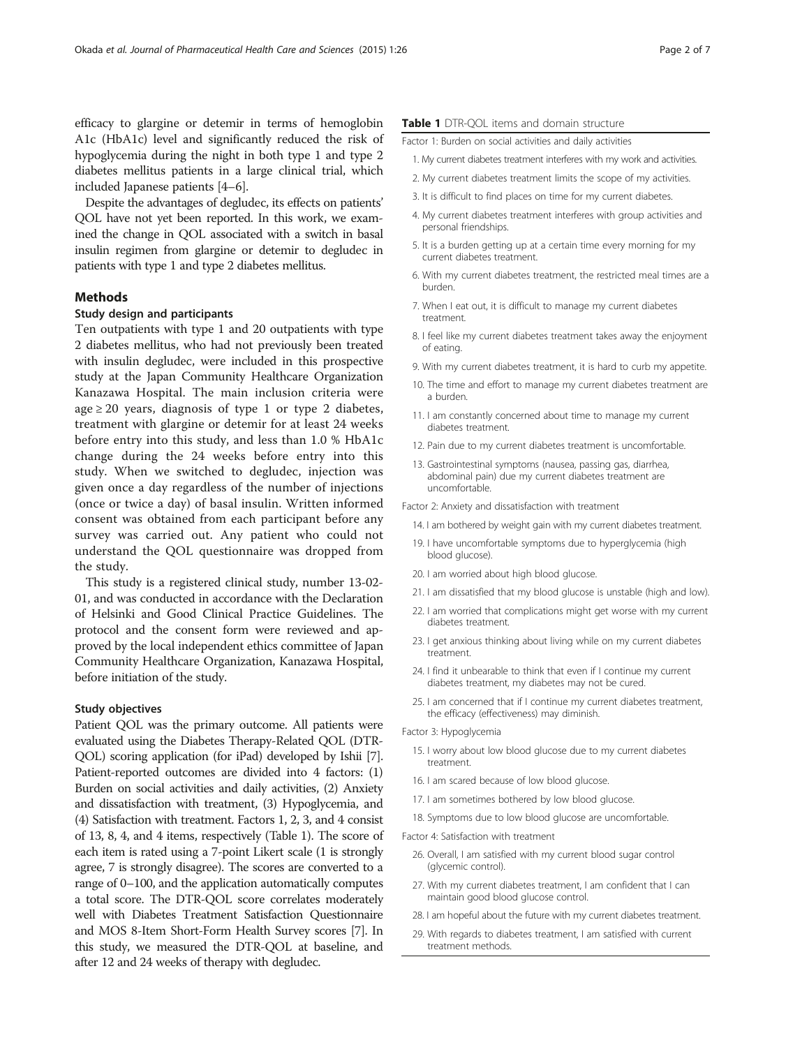efficacy to glargine or detemir in terms of hemoglobin A1c (HbA1c) level and significantly reduced the risk of hypoglycemia during the night in both type 1 and type 2 diabetes mellitus patients in a large clinical trial, which included Japanese patients [4–6].

Despite the advantages of degludec, its effects on patients' QOL have not yet been reported. In this work, we examined the change in QOL associated with a switch in basal insulin regimen from glargine or detemir to degludec in patients with type 1 and type 2 diabetes mellitus.

## Methods

### Study design and participants

Ten outpatients with type 1 and 20 outpatients with type 2 diabetes mellitus, who had not previously been treated with insulin degludec, were included in this prospective study at the Japan Community Healthcare Organization Kanazawa Hospital. The main inclusion criteria were age ≥ 20 years, diagnosis of type 1 or type 2 diabetes, treatment with glargine or detemir for at least 24 weeks before entry into this study, and less than 1.0 % HbA1c change during the 24 weeks before entry into this study. When we switched to degludec, injection was given once a day regardless of the number of injections (once or twice a day) of basal insulin. Written informed consent was obtained from each participant before any survey was carried out. Any patient who could not understand the QOL questionnaire was dropped from the study.

This study is a registered clinical study, number 13-02-01, and was conducted in accordance with the Declaration of Helsinki and Good Clinical Practice Guidelines. The protocol and the consent form were reviewed and approved by the local independent ethics committee of Japan Community Healthcare Organization, Kanazawa Hospital, before initiation of the study.

### Study objectives

Patient QOL was the primary outcome. All patients were evaluated using the Diabetes Therapy-Related QOL (DTR-QOL) scoring application (for iPad) developed by Ishii [7]. Patient-reported outcomes are divided into 4 factors: (1) Burden on social activities and daily activities, (2) Anxiety and dissatisfaction with treatment, (3) Hypoglycemia, and (4) Satisfaction with treatment. Factors 1, 2, 3, and 4 consist of 13, 8, 4, and 4 items, respectively (Table 1). The score of each item is rated using a 7-point Likert scale (1 is strongly agree, 7 is strongly disagree). The scores are converted to a range of 0–100, and the application automatically computes a total score. The DTR-QOL score correlates moderately well with Diabetes Treatment Satisfaction Questionnaire and MOS 8-Item Short-Form Health Survey scores [7]. In this study, we measured the DTR-QOL at baseline, and after 12 and 24 weeks of therapy with degludec.

**Table 1** DTR-QOL items and domain structure

| |
|---|
| Factor 1: Burden on social activities and daily activities |
| 1. My current diabetes treatment interferes with my work and activities. |
| 2. My current diabetes treatment limits the scope of my activities. |
| 3. It is difficult to find places on time for my current diabetes. |
| 4. My current diabetes treatment interferes with group activities and personal friendships. |
| 5. It is a burden getting up at a certain time every morning for my current diabetes treatment. |
| 6. With my current diabetes treatment, the restricted meal times are a burden. |
| 7. When I eat out, it is difficult to manage my current diabetes treatment. |
| 8. I feel like my current diabetes treatment takes away the enjoyment of eating. |
| 9. With my current diabetes treatment, it is hard to curb my appetite. |
| 10. The time and effort to manage my current diabetes treatment are a burden. |
| 11. I am constantly concerned about time to manage my current diabetes treatment. |
| 12. Pain due to my current diabetes treatment is uncomfortable. |
| 13. Gastrointestinal symptoms (nausea, passing gas, diarrhea, abdominal pain) due my current diabetes treatment are uncomfortable. |
| Factor 2: Anxiety and dissatisfaction with treatment |
| 14. I am bothered by weight gain with my current diabetes treatment. |
| 19. I have uncomfortable symptoms due to hyperglycemia (high blood glucose). |
| 20. I am worried about high blood glucose. |
| 21. I am dissatisfied that my blood glucose is unstable (high and low). |
| 22. I am worried that complications might get worse with my current diabetes treatment. |
| 23. I get anxious thinking about living while on my current diabetes treatment. |
| 24. I find it unbearable to think that even if I continue my current diabetes treatment, my diabetes may not be cured. |
| 25. I am concerned that if I continue my current diabetes treatment, the efficacy (effectiveness) may diminish. |
| Factor 3: Hypoglycemia |
| 15. I worry about low blood glucose due to my current diabetes treatment. |
| 16. I am scared because of low blood glucose. |
| 17. I am sometimes bothered by low blood glucose. |
| 18. Symptoms due to low blood glucose are uncomfortable. |
| Factor 4: Satisfaction with treatment |
| 26. Overall, I am satisfied with my current blood sugar control (glycemic control). |
| 27. With my current diabetes treatment, I am confident that I can maintain good blood glucose control. |
| 28. I am hopeful about the future with my current diabetes treatment. |
| 29. With regards to diabetes treatment, I am satisfied with current treatment methods. |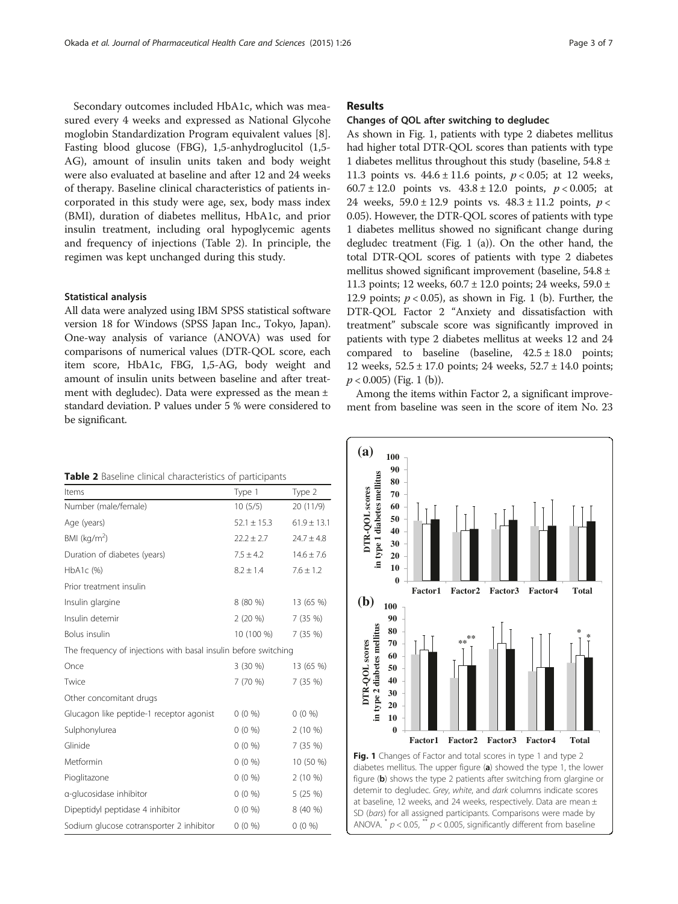Secondary outcomes included HbA1c, which was measured every 4 weeks and expressed as National Glycohemoglobin Standardization Program equivalent values [8]. Fasting blood glucose (FBG), 1,5-anhydroglucitol (1,5-AG), amount of insulin units taken and body weight were also evaluated at baseline and after 12 and 24 weeks of therapy. Baseline clinical characteristics of patients incorporated in this study were age, sex, body mass index (BMI), duration of diabetes mellitus, HbA1c, and prior insulin treatment, including oral hypoglycemic agents and frequency of injections (Table 2). In principle, the regimen was kept unchanged during this study.

### Statistical analysis

All data were analyzed using IBM SPSS statistical software version 18 for Windows (SPSS Japan Inc., Tokyo, Japan). One-way analysis of variance (ANOVA) was used for comparisons of numerical values (DTR-QOL score, each item score, HbA1c, FBG, 1,5-AG, body weight and amount of insulin units between baseline and after treatment with degludec). Data were expressed as the mean ± standard deviation. P values under 5 % were considered to be significant.

**Table 2** Baseline clinical characteristics of participants

| Items | Type 1 | Type 2 |
|---|---|---|
| Number (male/female) | 10 (5/5) | 20 (11/9) |
| Age (years) | 52.1 ± 15.3 | 61.9 ± 13.1 |
| BMI (kg/m$^2$) | 22.2 ± 2.7 | 24.7 ± 4.8 |
| Duration of diabetes (years) | 7.5 ± 4.2 | 14.6 ± 7.6 |
| HbA1c (%) | 8.2 ± 1.4 | 7.6 ± 1.2 |
| Prior treatment insulin | | |
| Insulin glargine | 8 (80 %) | 13 (65 %) |
| Insulin detemir | 2 (20 %) | 7 (35 %) |
| Bolus insulin | 10 (100 %) | 7 (35 %) |
| The frequency of injections with basal insulin before switching | | |
| Once | 3 (30 %) | 13 (65 %) |
| Twice | 7 (70 %) | 7 (35 %) |
| Other concomitant drugs | | |
| Glucagon like peptide-1 receptor agonist | 0 (0 %) | 0 (0 %) |
| Sulphonylurea | 0 (0 %) | 2 (10 %) |
| Glinide | 0 (0 %) | 7 (35 %) |
| Metformin | 0 (0 %) | 10 (50 %) |
| Pioglitazone | 0 (0 %) | 2 (10 %) |
| α-glucosidase inhibitor | 0 (0 %) | 5 (25 %) |
| Dipeptidyl peptidase 4 inhibitor | 0 (0 %) | 8 (40 %) |
| Sodium glucose cotransporter 2 inhibitor | 0 (0 %) | 0 (0 %) |

## Results

### Changes of QOL after switching to degludec

As shown in Fig. 1, patients with type 2 diabetes mellitus had higher total DTR-QOL scores than patients with type 1 diabetes mellitus throughout this study (baseline, 54.8 ± 11.3 points vs. 44.6 ± 11.6 points, $p < 0.05$; at 12 weeks, 60.7 ± 12.0 points vs. 43.8 ± 12.0 points, $p < 0.005$; at 24 weeks, 59.0 ± 12.9 points vs. 48.3 ± 11.2 points, $p < 0.05$). However, the DTR-QOL scores of patients with type 1 diabetes mellitus showed no significant change during degludec treatment (Fig. 1 (a)). On the other hand, the total DTR-QOL scores of patients with type 2 diabetes mellitus showed significant improvement (baseline, 54.8 ± 11.3 points; 12 weeks, 60.7 ± 12.0 points; 24 weeks, 59.0 ± 12.9 points; $p < 0.05$), as shown in Fig. 1 (b). Further, the DTR-QOL Factor 2 "Anxiety and dissatisfaction with treatment" subscale score was significantly improved in patients with type 2 diabetes mellitus at weeks 12 and 24 compared to baseline (baseline, 42.5 ± 18.0 points; 12 weeks, 52.5 ± 17.0 points; 24 weeks, 52.7 ± 14.0 points; $p < 0.005$) (Fig. 1 (b)).

Among the items within Factor 2, a significant improvement from baseline was seen in the score of item No. 23

**Fig. 1** Changes of Factor and total scores in type 1 and type 2 diabetes mellitus. The upper figure (**a**) showed the type 1, the lower figure (**b**) shows the type 2 patients after switching from glargine or detemir to degludec. *Grey*, *white*, and *dark* columns indicate scores at baseline, 12 weeks, and 24 weeks, respectively. Data are mean ± SD (*bars*) for all assigned participants. Comparisons were made by ANOVA. * $p < 0.05$, ** $p < 0.005$, significantly different from baseline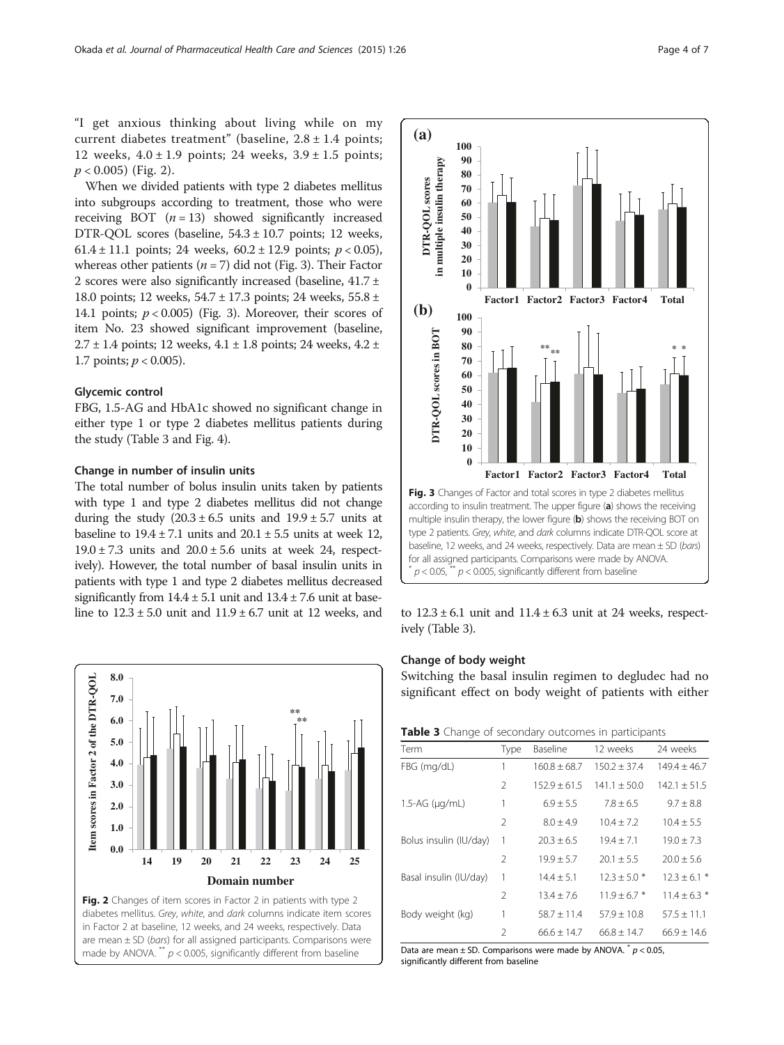"I get anxious thinking about living while on my current diabetes treatment" (baseline, 2.8 ± 1.4 points; 12 weeks, 4.0 ± 1.9 points; 24 weeks, 3.9 ± 1.5 points; $p < 0.005$) (Fig. 2).

When we divided patients with type 2 diabetes mellitus into subgroups according to treatment, those who were receiving BOT ($n = 13$) showed significantly increased DTR-QOL scores (baseline, 54.3 ± 10.7 points; 12 weeks, 61.4 ± 11.1 points; 24 weeks, 60.2 ± 12.9 points; $p < 0.05$), whereas other patients ($n = 7$) did not (Fig. 3). Their Factor 2 scores were also significantly increased (baseline, 41.7 ± 18.0 points; 12 weeks, 54.7 ± 17.3 points; 24 weeks, 55.8 ± 14.1 points; $p < 0.005$) (Fig. 3). Moreover, their scores of item No. 23 showed significant improvement (baseline, 2.7 ± 1.4 points; 12 weeks, 4.1 ± 1.8 points; 24 weeks, 4.2 ± 1.7 points; $p < 0.005$).

### Glycemic control

FBG, 1.5-AG and HbA1c showed no significant change in either type 1 or type 2 diabetes mellitus patients during the study (Table 3 and Fig. 4).

### Change in number of insulin units

The total number of bolus insulin units taken by patients with type 1 and type 2 diabetes mellitus did not change during the study (20.3 ± 6.5 units and 19.9 ± 5.7 units at baseline to 19.4 ± 7.1 units and 20.1 ± 5.5 units at week 12, 19.0 ± 7.3 units and 20.0 ± 5.6 units at week 24, respectively). However, the total number of basal insulin units in patients with type 1 and type 2 diabetes mellitus decreased significantly from 14.4 ± 5.1 unit and 13.4 ± 7.6 unit at baseline to 12.3 ± 5.0 unit and 11.9 ± 6.7 unit at 12 weeks, and to 12.3 ± 6.1 unit and 11.4 ± 6.3 unit at 24 weeks, respectively (Table 3).

**Fig. 2** Changes of item scores in Factor 2 in patients with type 2 diabetes mellitus. *Grey*, *white*, and *dark* columns indicate item scores in Factor 2 at baseline, 12 weeks, and 24 weeks, respectively. Data are mean ± SD (*bars*) for all assigned participants. Comparisons were made by ANOVA. ** $p < 0.005$, significantly different from baseline

**Fig. 3** Changes of Factor and total scores in type 2 diabetes mellitus according to insulin treatment. The upper figure (**a**) shows the receiving multiple insulin therapy, the lower figure (**b**) shows the receiving BOT on type 2 patients. *Grey*, *white*, and *dark* columns indicate DTR-QOL score at baseline, 12 weeks, and 24 weeks, respectively. Data are mean ± SD (*bars*) for all assigned participants. Comparisons were made by ANOVA. * $p < 0.05$, ** $p < 0.005$, significantly different from baseline

### Change of body weight

Switching the basal insulin regimen to degludec had no significant effect on body weight of patients with either

**Table 3** Change of secondary outcomes in participants

| Term | Type | Baseline | 12 weeks | 24 weeks |
|---|---|---|---|---|
| FBG (mg/dL) | 1 | 160.8 ± 68.7 | 150.2 ± 37.4 | 149.4 ± 46.7 |
| | 2 | 152.9 ± 61.5 | 141.1 ± 50.0 | 142.1 ± 51.5 |
| 1.5-AG (μg/mL) | 1 | 6.9 ± 5.5 | 7.8 ± 6.5 | 9.7 ± 8.8 |
| | 2 | 8.0 ± 4.9 | 10.4 ± 7.2 | 10.4 ± 5.5 |
| Bolus insulin (IU/day) | 1 | 20.3 ± 6.5 | 19.4 ± 7.1 | 19.0 ± 7.3 |
| | 2 | 19.9 ± 5.7 | 20.1 ± 5.5 | 20.0 ± 5.6 |
| Basal insulin (IU/day) | 1 | 14.4 ± 5.1 | 12.3 ± 5.0 * | 12.3 ± 6.1 * |
| | 2 | 13.4 ± 7.6 | 11.9 ± 6.7 * | 11.4 ± 6.3 * |
| Body weight (kg) | 1 | 58.7 ± 11.4 | 57.9 ± 10.8 | 57.5 ± 11.1 |
| | 2 | 66.6 ± 14.7 | 66.8 ± 14.7 | 66.9 ± 14.6 |

Data are mean ± SD. Comparisons were made by ANOVA. * $p < 0.05$, significantly different from baseline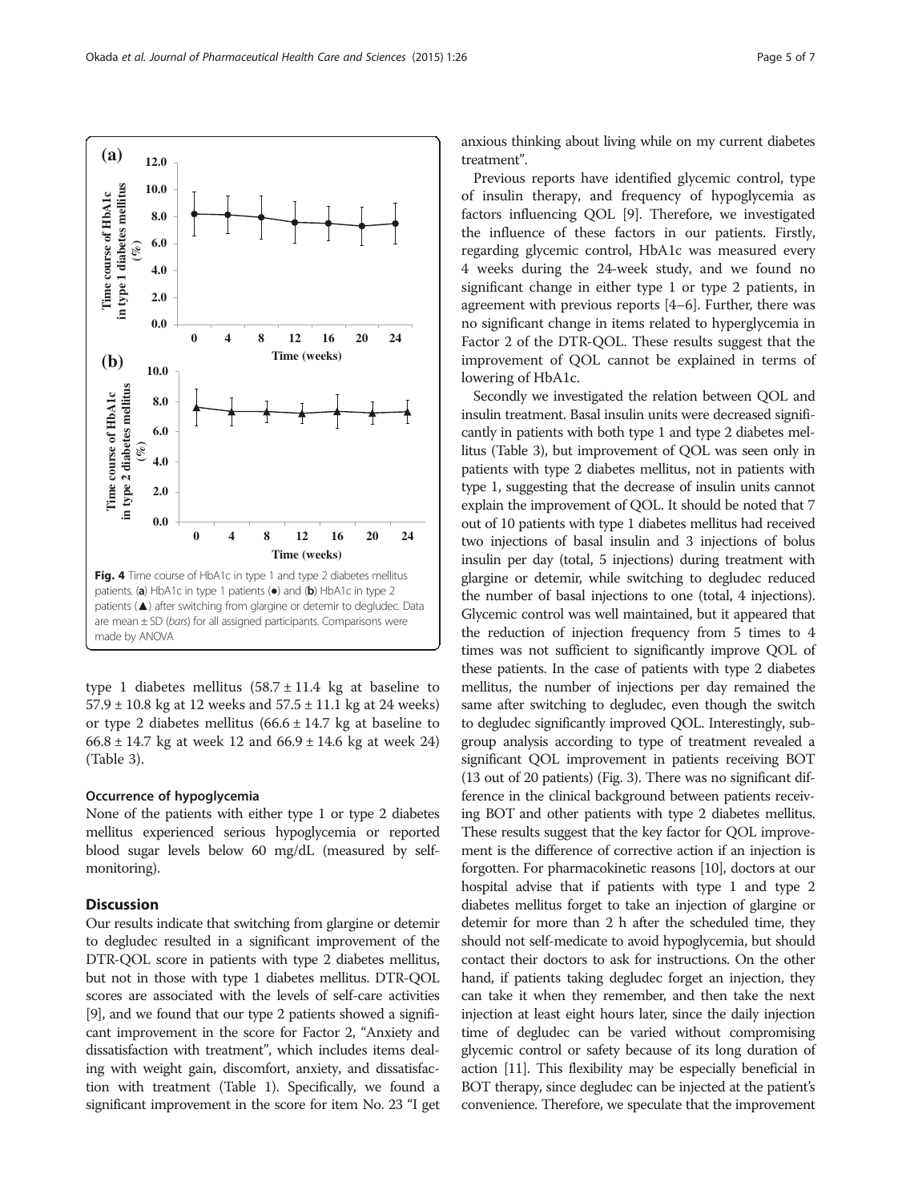Fig. 4 Time course of HbA1c in type 1 and type 2 diabetes mellitus patients. (a) HbA1c in type 1 patients (●) and (b) HbA1c in type 2 patients (▲) after switching from glargine or detemir to degludec. Data are mean ± SD (*bars*) for all assigned participants. Comparisons were made by ANOVA

type 1 diabetes mellitus (58.7 ± 11.4 kg at baseline to 57.9 ± 10.8 kg at 12 weeks and 57.5 ± 11.1 kg at 24 weeks) or type 2 diabetes mellitus (66.6 ± 14.7 kg at baseline to 66.8 ± 14.7 kg at week 12 and 66.9 ± 14.6 kg at week 24) (Table 3).

### Occurrence of hypoglycemia

None of the patients with either type 1 or type 2 diabetes mellitus experienced serious hypoglycemia or reported blood sugar levels below 60 mg/dL (measured by self-monitoring).

## Discussion

Our results indicate that switching from glargine or detemir to degludec resulted in a significant improvement of the DTR-QOL score in patients with type 2 diabetes mellitus, but not in those with type 1 diabetes mellitus. DTR-QOL scores are associated with the levels of self-care activities [9], and we found that our type 2 patients showed a significant improvement in the score for Factor 2, "Anxiety and dissatisfaction with treatment", which includes items dealing with weight gain, discomfort, anxiety, and dissatisfaction with treatment (Table 1). Specifically, we found a significant improvement in the score for item No. 23 "I get anxious thinking about living while on my current diabetes treatment".

Previous reports have identified glycemic control, type of insulin therapy, and frequency of hypoglycemia as factors influencing QOL [9]. Therefore, we investigated the influence of these factors in our patients. Firstly, regarding glycemic control, HbA1c was measured every 4 weeks during the 24-week study, and we found no significant change in either type 1 or type 2 patients, in agreement with previous reports [4–6]. Further, there was no significant change in items related to hyperglycemia in Factor 2 of the DTR-QOL. These results suggest that the improvement of QOL cannot be explained in terms of lowering of HbA1c.

Secondly we investigated the relation between QOL and insulin treatment. Basal insulin units were decreased significantly in patients with both type 1 and type 2 diabetes mellitus (Table 3), but improvement of QOL was seen only in patients with type 2 diabetes mellitus, not in patients with type 1, suggesting that the decrease of insulin units cannot explain the improvement of QOL. It should be noted that 7 out of 10 patients with type 1 diabetes mellitus had received two injections of basal insulin and 3 injections of bolus insulin per day (total, 5 injections) during treatment with glargine or detemir, while switching to degludec reduced the number of basal injections to one (total, 4 injections). Glycemic control was well maintained, but it appeared that the reduction of injection frequency from 5 times to 4 times was not sufficient to significantly improve QOL of these patients. In the case of patients with type 2 diabetes mellitus, the number of injections per day remained the same after switching to degludec, even though the switch to degludec significantly improved QOL. Interestingly, subgroup analysis according to type of treatment revealed a significant QOL improvement in patients receiving BOT (13 out of 20 patients) (Fig. 3). There was no significant difference in the clinical background between patients receiving BOT and other patients with type 2 diabetes mellitus. These results suggest that the key factor for QOL improvement is the difference of corrective action if an injection is forgotten. For pharmacokinetic reasons [10], doctors at our hospital advise that if patients with type 1 and type 2 diabetes mellitus forget to take an injection of glargine or detemir for more than 2 h after the scheduled time, they should not self-medicate to avoid hypoglycemia, but should contact their doctors to ask for instructions. On the other hand, if patients taking degludec forget an injection, they can take it when they remember, and then take the next injection at least eight hours later, since the daily injection time of degludec can be varied without compromising glycemic control or safety because of its long duration of action [11]. This flexibility may be especially beneficial in BOT therapy, since degludec can be injected at the patient's convenience. Therefore, we speculate that the improvement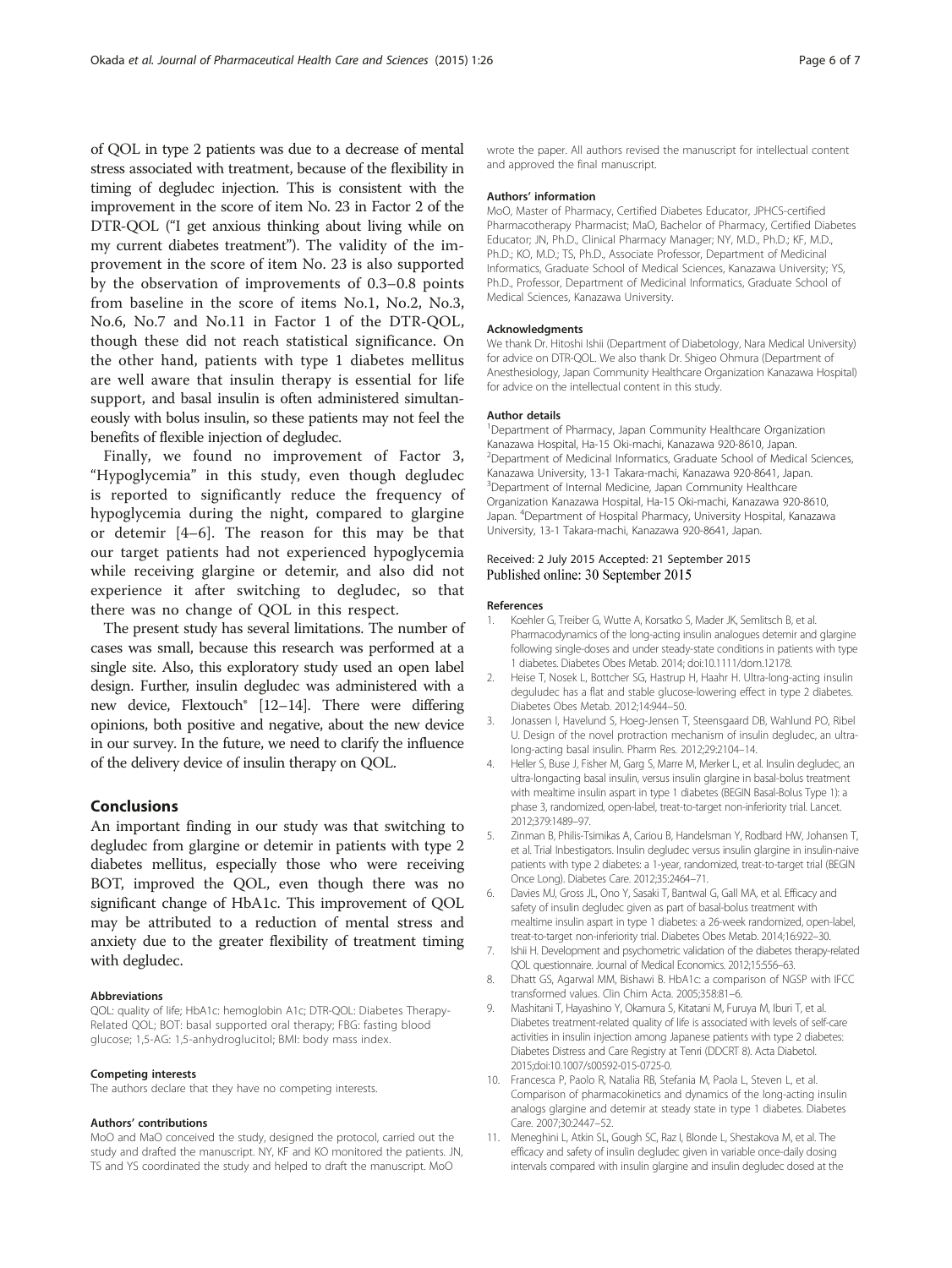of QOL in type 2 patients was due to a decrease of mental stress associated with treatment, because of the flexibility in timing of degludec injection. This is consistent with the improvement in the score of item No. 23 in Factor 2 of the DTR-QOL ("I get anxious thinking about living while on my current diabetes treatment"). The validity of the improvement in the score of item No. 23 is also supported by the observation of improvements of 0.3–0.8 points from baseline in the score of items No.1, No.2, No.3, No.6, No.7 and No.11 in Factor 1 of the DTR-QOL, though these did not reach statistical significance. On the other hand, patients with type 1 diabetes mellitus are well aware that insulin therapy is essential for life support, and basal insulin is often administered simultaneously with bolus insulin, so these patients may not feel the benefits of flexible injection of degludec.

Finally, we found no improvement of Factor 3, "Hypoglycemia" in this study, even though degludec is reported to significantly reduce the frequency of hypoglycemia during the night, compared to glargine or detemir [4–6]. The reason for this may be that our target patients had not experienced hypoglycemia while receiving glargine or detemir, and also did not experience it after switching to degludec, so that there was no change of QOL in this respect.

The present study has several limitations. The number of cases was small, because this research was performed at a single site. Also, this exploratory study used an open label design. Further, insulin degludec was administered with a new device, Flextouch® [12–14]. There were differing opinions, both positive and negative, about the new device in our survey. In the future, we need to clarify the influence of the delivery device of insulin therapy on QOL.

## Conclusions

An important finding in our study was that switching to degludec from glargine or detemir in patients with type 2 diabetes mellitus, especially those who were receiving BOT, improved the QOL, even though there was no significant change of HbA1c. This improvement of QOL may be attributed to a reduction of mental stress and anxiety due to the greater flexibility of treatment timing with degludec.

#### Abbreviations

QOL: quality of life; HbA1c: hemoglobin A1c; DTR-QOL: Diabetes Therapy-Related QOL; BOT: basal supported oral therapy; FBG: fasting blood glucose; 1,5-AG: 1,5-anhydroglucitol; BMI: body mass index.

#### Competing interests

The authors declare that they have no competing interests.

#### Authors' contributions

MoO and MaO conceived the study, designed the protocol, carried out the study and drafted the manuscript. NY, KF and KO monitored the patients. JN, TS and YS coordinated the study and helped to draft the manuscript. MoO wrote the paper. All authors revised the manuscript for intellectual content and approved the final manuscript.

#### Authors' information

MoO, Master of Pharmacy, Certified Diabetes Educator, JPHCS-certified Pharmacotherapy Pharmacist; MaO, Bachelor of Pharmacy, Certified Diabetes Educator; JN, Ph.D., Clinical Pharmacy Manager; NY, M.D., Ph.D.; KF, M.D., Ph.D.; KO, M.D.; TS, Ph.D., Associate Professor, Department of Medicinal Informatics, Graduate School of Medical Sciences, Kanazawa University; YS, Ph.D., Professor, Department of Medicinal Informatics, Graduate School of Medical Sciences, Kanazawa University.

#### Acknowledgments

We thank Dr. Hitoshi Ishii (Department of Diabetology, Nara Medical University) for advice on DTR-QOL. We also thank Dr. Shigeo Ohmura (Department of Anesthesiology, Japan Community Healthcare Organization Kanazawa Hospital) for advice on the intellectual content in this study.

#### Author details

[1]Department of Pharmacy, Japan Community Healthcare Organization Kanazawa Hospital, Ha-15 Oki-machi, Kanazawa 920-8610, Japan. [2]Department of Medicinal Informatics, Graduate School of Medical Sciences, Kanazawa University, 13-1 Takara-machi, Kanazawa 920-8641, Japan. [3]Department of Internal Medicine, Japan Community Healthcare Organization Kanazawa Hospital, Ha-15 Oki-machi, Kanazawa 920-8610, Japan. [4]Department of Hospital Pharmacy, University Hospital, Kanazawa University, 13-1 Takara-machi, Kanazawa 920-8641, Japan.

Received: 2 July 2015 Accepted: 21 September 2015
Published online: 30 September 2015

#### References

1. Koehler G, Treiber G, Wutte A, Korsatko S, Mader JK, Semlitsch B, et al. Pharmacodynamics of the long-acting insulin analogues detemir and glargine following single-doses and under steady-state conditions in patients with type 1 diabetes. Diabetes Obes Metab. 2014; doi:10.1111/dom.12178.
2. Heise T, Nosek L, Bottcher SG, Hastrup H, Haahr H. Ultra-long-acting insulin degludec has a flat and stable glucose-lowering effect in type 2 diabetes. Diabetes Obes Metab. 2012;14:944–50.
3. Jonassen I, Havelund S, Hoeg-Jensen T, Steensgaard DB, Wahlund PO, Ribel U. Design of the novel protraction mechanism of insulin degludec, an ultra-long-acting basal insulin. Pharm Res. 2012;29:2104–14.
4. Heller S, Buse J, Fisher M, Garg S, Marre M, Merker L, et al. Insulin degludec, an ultra-longacting basal insulin, versus insulin glargine in basal-bolus treatment with mealtime insulin aspart in type 1 diabetes (BEGIN Basal-Bolus Type 1): a phase 3, randomized, open-label, treat-to-target non-inferiority trial. Lancet. 2012;379:1489–97.
5. Zinman B, Philis-Tsimikas A, Cariou B, Handelsman Y, Rodbard HW, Johansen T, et al. Trial Inbestigators. Insulin degludec versus insulin glargine in insulin-naive patients with type 2 diabetes: a 1-year, randomized, treat-to-target trial (BEGIN Once Long). Diabetes Care. 2012;35:2464–71.
6. Davies MJ, Gross JL, Ono Y, Sasaki T, Bantwal G, Gall MA, et al. Efficacy and safety of insulin degludec given as part of basal-bolus treatment with mealtime insulin aspart in type 1 diabetes: a 26-week randomized, open-label, treat-to-target non-inferiority trial. Diabetes Obes Metab. 2014;16:922–30.
7. Ishii H. Development and psychometric validation of the diabetes therapy-related QOL questionnaire. Journal of Medical Economics. 2012;15:556–63.
8. Dhatt GS, Agarwal MM, Bishawi B. HbA1c: a comparison of NGSP with IFCC transformed values. Clin Chim Acta. 2005;358:81–6.
9. Mashitani T, Hayashino Y, Okamura S, Kitatani M, Furuya M, Iburi T, et al. Diabetes treatment-related quality of life is associated with levels of self-care activities in insulin injection among Japanese patients with type 2 diabetes: Diabetes Distress and Care Registry at Tenri (DDCRT 8). Acta Diabetol. 2015;doi:10.1007/s00592-015-0725-0.
10. Francesca P, Paolo R, Natalia RB, Stefania M, Paola L, Steven L, et al. Comparison of pharmacokinetics and dynamics of the long-acting insulin analogs glargine and detemir at steady state in type 1 diabetes. Diabetes Care. 2007;30:2447–52.
11. Meneghini L, Atkin SL, Gough SC, Raz I, Blonde L, Shestakova M, et al. The efficacy and safety of insulin degludec given in variable once-daily dosing intervals compared with insulin glargine and insulin degludec dosed at the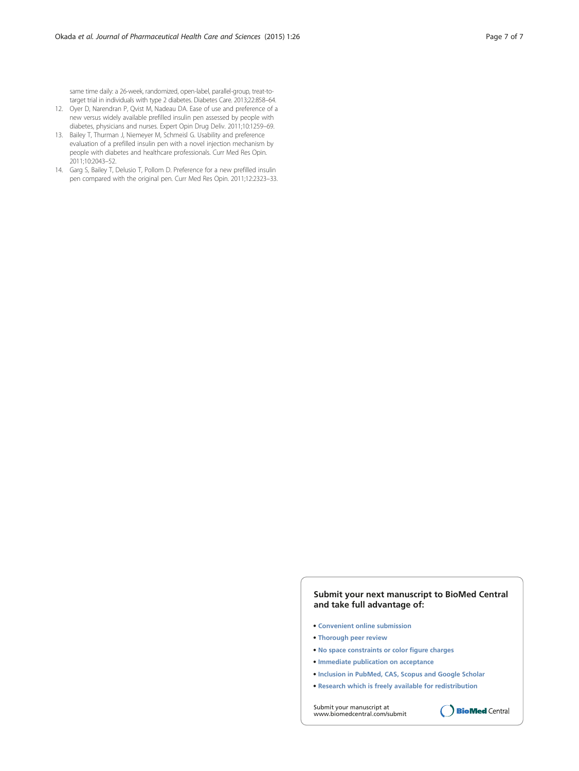same time daily: a 26-week, randomized, open-label, parallel-group, treat-to-target trial in individuals with type 2 diabetes. Diabetes Care. 2013;22:858–64.

12. Oyer D, Narendran P, Qvist M, Nadeau DA. Ease of use and preference of a new versus widely available prefilled insulin pen assessed by people with diabetes, physicians and nurses. Expert Opin Drug Deliv. 2011;10:1259–69.
13. Bailey T, Thurman J, Niemeyer M, Schmeisl G. Usability and preference evaluation of a prefilled insulin pen with a novel injection mechanism by people with diabetes and healthcare professionals. Curr Med Res Opin. 2011;10:2043–52.
14. Garg S, Bailey T, Delusio T, Pollom D. Preference for a new prefilled insulin pen compared with the original pen. Curr Med Res Opin. 2011;12:2323–33.

**Submit your next manuscript to BioMed Central and take full advantage of:**

- **Convenient online submission**
- **Thorough peer review**
- **No space constraints or color figure charges**
- **Immediate publication on acceptance**
- **Inclusion in PubMed, CAS, Scopus and Google Scholar**
- **Research which is freely available for redistribution**

Submit your manuscript at
www.biomedcentral.com/submit

BioMed Central